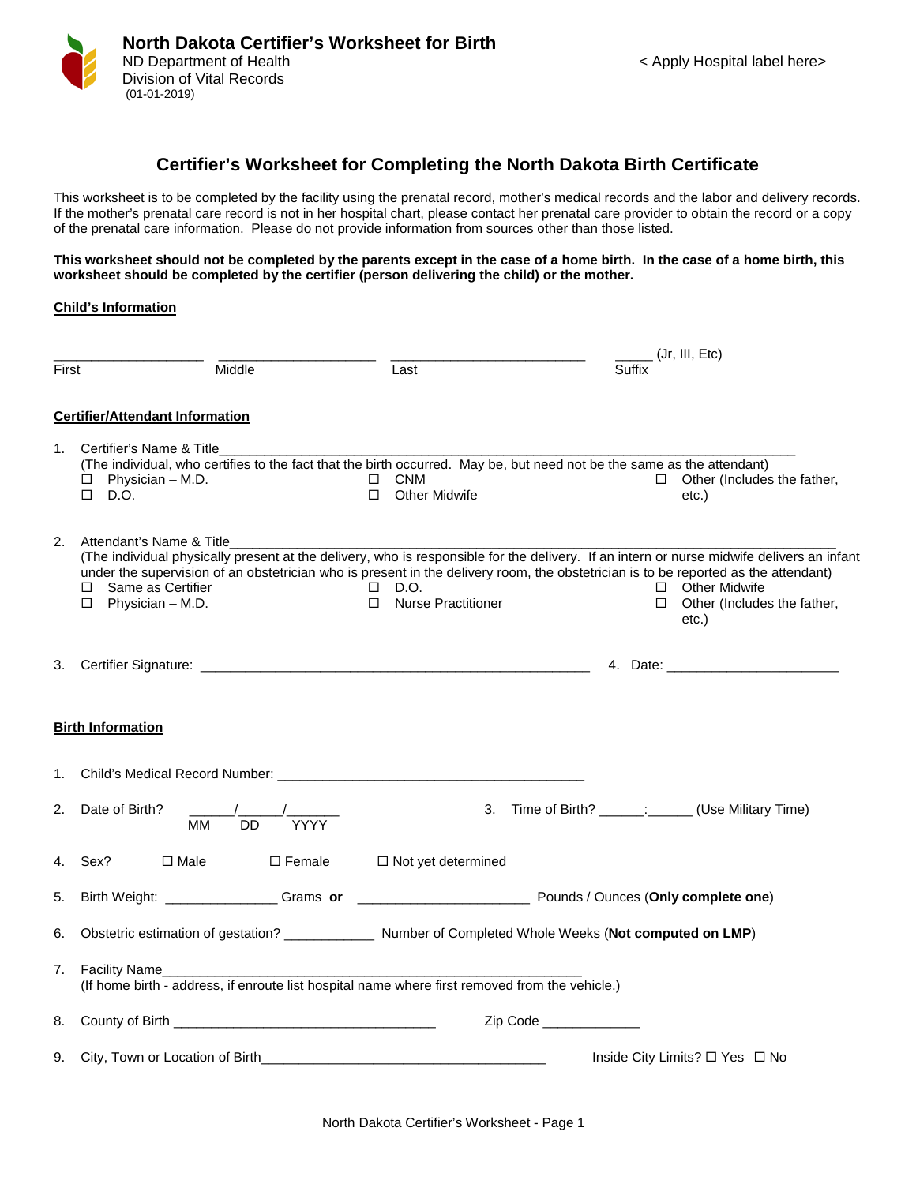# North Dakota Certifier's Worksheet for Birth

ND Department of Health
Division of Vital Records
(01-01-2019)

< Apply Hospital label here>

## Certifier's Worksheet for Completing the North Dakota Birth Certificate

This worksheet is to be completed by the facility using the prenatal record, mother's medical records and the labor and delivery records. If the mother's prenatal care record is not in her hospital chart, please contact her prenatal care provider to obtain the record or a copy of the prenatal care information. Please do not provide information from sources other than those listed.

**This worksheet should not be completed by the parents except in the case of a home birth. In the case of a home birth, this worksheet should be completed by the certifier (person delivering the child) or the mother.**

**Child's Information**

____________________ ____________________ _________________________ _____ (Jr, III, Etc)
First Middle Last Suffix

**Certifier/Attendant Information**

1. Certifier's Name & Title____________________________________________________________________________
   (The individual, who certifies to the fact that the birth occurred. May be, but need not be the same as the attendant)
   - ☐ Physician – M.D.
   - ☐ D.O.
   - ☐ CNM
   - ☐ Other Midwife
   - ☐ Other (Includes the father, etc.)

2. Attendant's Name & Title__________________________________________________________________________
   (The individual physically present at the delivery, who is responsible for the delivery. If an intern or nurse midwife delivers an infant under the supervision of an obstetrician who is present in the delivery room, the obstetrician is to be reported as the attendant)
   - ☐ Same as Certifier
   - ☐ Physician – M.D.
   - ☐ D.O.
   - ☐ Nurse Practitioner
   - ☐ Other Midwife
   - ☐ Other (Includes the father, etc.)

3. Certifier Signature: ___________________________________________________ 4. Date: ______________________

**Birth Information**

1. Child's Medical Record Number: ________________________________________

2. Date of Birth? ______/______/_______ (MM DD YYYY) 3. Time of Birth? ______:______ (Use Military Time)

4. Sex? ☐ Male ☐ Female ☐ Not yet determined

5. Birth Weight: ______________ Grams **or** ______________________ Pounds / Ounces (**Only complete one**)

6. Obstetric estimation of gestation? ____________ Number of Completed Whole Weeks (**Not computed on LMP**)

7. Facility Name_________________________________________________________
   (If home birth - address, if enroute list hospital name where first removed from the vehicle.)

8. County of Birth __________________________________ Zip Code _____________

9. City, Town or Location of Birth______________________________________ Inside City Limits? ☐ Yes ☐ No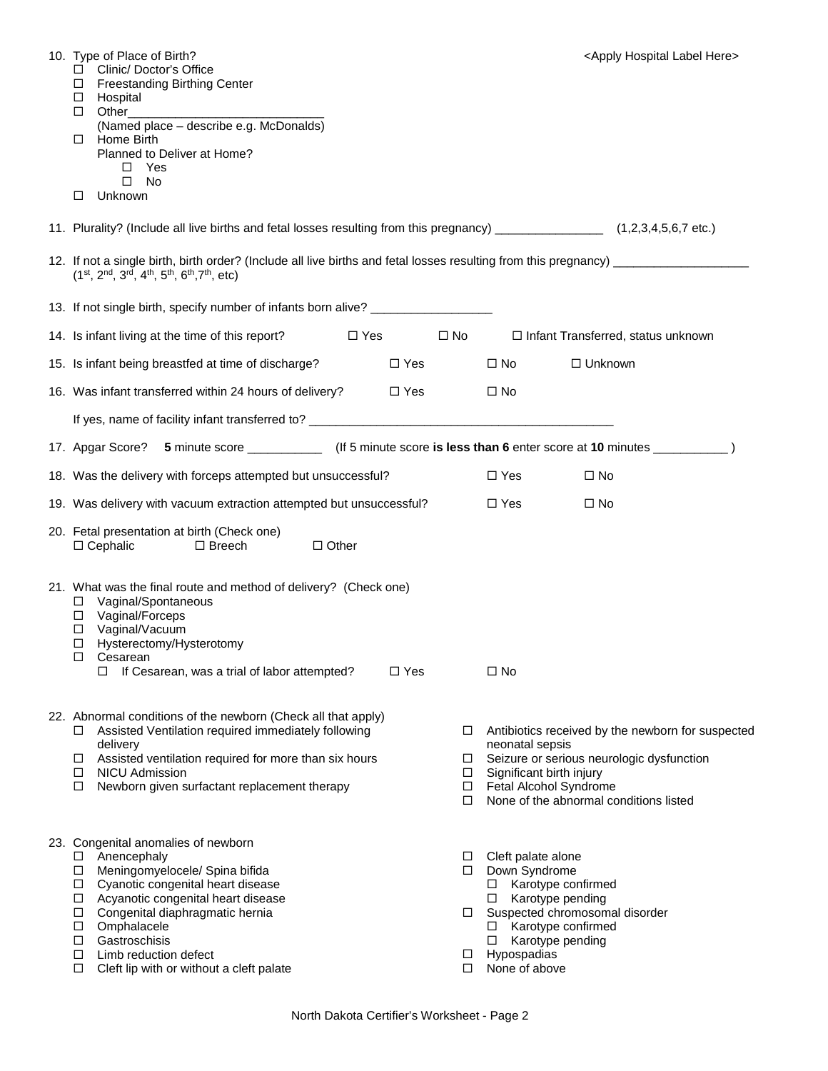10. Type of Place of Birth?

<Apply Hospital Label Here>

- ☐ Clinic/ Doctor's Office
- ☐ Freestanding Birthing Center
- ☐ Hospital
- ☐ Other_____________________________
  (Named place – describe e.g. McDonalds)
- ☐ Home Birth
  Planned to Deliver at Home?
  - ☐ Yes
  - ☐ No
- ☐ Unknown

11. Plurality? (Include all live births and fetal losses resulting from this pregnancy) ________________ (1,2,3,4,5,6,7 etc.)

12. If not a single birth, birth order? (Include all live births and fetal losses resulting from this pregnancy) ____________________ (1st, 2nd, 3rd, 4th, 5th, 6th, 7th, etc)

13. If not single birth, specify number of infants born alive? __________________

14. Is infant living at the time of this report? ☐ Yes ☐ No ☐ Infant Transferred, status unknown

15. Is infant being breastfed at time of discharge? ☐ Yes ☐ No ☐ Unknown

16. Was infant transferred within 24 hours of delivery? ☐ Yes ☐ No

    If yes, name of facility infant transferred to? ______________________________________________

17. Apgar Score? **5** minute score ___________ (If 5 minute score **is less than 6** enter score at **10** minutes ___________ )

18. Was the delivery with forceps attempted but unsuccessful? ☐ Yes ☐ No

19. Was delivery with vacuum extraction attempted but unsuccessful? ☐ Yes ☐ No

20. Fetal presentation at birth (Check one)
    ☐ Cephalic ☐ Breech ☐ Other

21. What was the final route and method of delivery? (Check one)
    - ☐ Vaginal/Spontaneous
    - ☐ Vaginal/Forceps
    - ☐ Vaginal/Vacuum
    - ☐ Hysterectomy/Hysterotomy
    - ☐ Cesarean
      - ☐ If Cesarean, was a trial of labor attempted? ☐ Yes ☐ No

22. Abnormal conditions of the newborn (Check all that apply)
    - ☐ Assisted Ventilation required immediately following delivery
    - ☐ Assisted ventilation required for more than six hours
    - ☐ NICU Admission
    - ☐ Newborn given surfactant replacement therapy
    - ☐ Antibiotics received by the newborn for suspected neonatal sepsis
    - ☐ Seizure or serious neurologic dysfunction
    - ☐ Significant birth injury
    - ☐ Fetal Alcohol Syndrome
    - ☐ None of the abnormal conditions listed

23. Congenital anomalies of newborn
    - ☐ Anencephaly
    - ☐ Meningomyelocele/ Spina bifida
    - ☐ Cyanotic congenital heart disease
    - ☐ Acyanotic congenital heart disease
    - ☐ Congenital diaphragmatic hernia
    - ☐ Omphalacele
    - ☐ Gastroschisis
    - ☐ Limb reduction defect
    - ☐ Cleft lip with or without a cleft palate
    - ☐ Cleft palate alone
    - ☐ Down Syndrome
      - ☐ Karotype confirmed
      - ☐ Karotype pending
    - ☐ Suspected chromosomal disorder
      - ☐ Karotype confirmed
      - ☐ Karotype pending
    - ☐ Hypospadias
    - ☐ None of above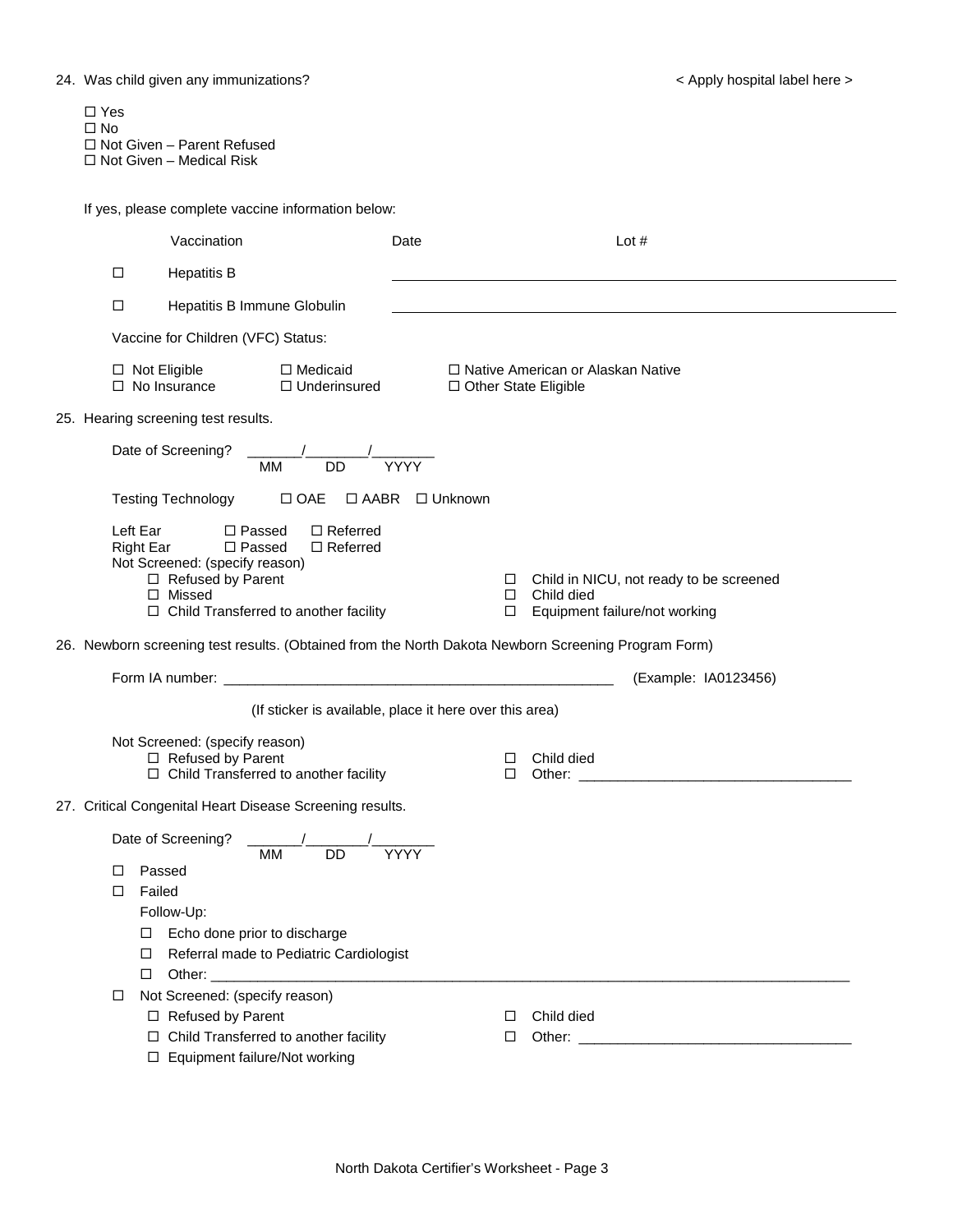24. Was child given any immunizations?

< Apply hospital label here >

☐ Yes
☐ No
☐ Not Given – Parent Refused
☐ Not Given – Medical Risk

If yes, please complete vaccine information below:

| | Vaccination | Date | Lot # |
|---|---|---|---|
| ☐ | Hepatitis B | | |
| ☐ | Hepatitis B Immune Globulin | | |

Vaccine for Children (VFC) Status:

☐ Not Eligible ☐ Medicaid ☐ Native American or Alaskan Native
☐ No Insurance ☐ Underinsured ☐ Other State Eligible

25. Hearing screening test results.

Date of Screening? _______/________/________
MM DD YYYY

Testing Technology ☐ OAE ☐ AABR ☐ Unknown

Left Ear ☐ Passed ☐ Referred
Right Ear ☐ Passed ☐ Referred

Not Screened: (specify reason)
- ☐ Refused by Parent
- ☐ Missed
- ☐ Child Transferred to another facility
- ☐ Child in NICU, not ready to be screened
- ☐ Child died
- ☐ Equipment failure/not working

26. Newborn screening test results. (Obtained from the North Dakota Newborn Screening Program Form)

Form IA number: ____________________________________________________ (Example: IA0123456)

(If sticker is available, place it here over this area)

Not Screened: (specify reason)
- ☐ Refused by Parent
- ☐ Child Transferred to another facility
- ☐ Child died
- ☐ Other: ___________________________________

27. Critical Congenital Heart Disease Screening results.

Date of Screening? _______/________/________
MM DD YYYY

☐ Passed
☐ Failed
Follow-Up:
- ☐ Echo done prior to discharge
- ☐ Referral made to Pediatric Cardiologist
- ☐ Other: ________________________________________________________________________________

☐ Not Screened: (specify reason)
- ☐ Refused by Parent
- ☐ Child Transferred to another facility
- ☐ Equipment failure/Not working
- ☐ Child died
- ☐ Other: ___________________________________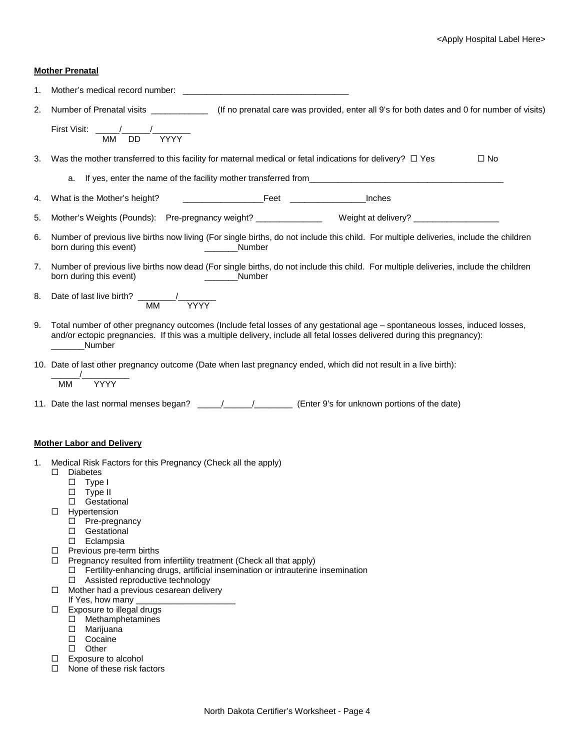<Apply Hospital Label Here>

**Mother Prenatal**

1. Mother's medical record number: ___________________________________

2. Number of Prenatal visits ____________ (If no prenatal care was provided, enter all 9's for both dates and 0 for number of visits)

   First Visit: _____/______/________
   MM DD YYYY

3. Was the mother transferred to this facility for maternal medical or fetal indications for delivery? ☐ Yes ☐ No

   a. If yes, enter the name of the facility mother transferred from_________________________________________

4. What is the Mother's height? _________________Feet ________________Inches

5. Mother's Weights (Pounds): Pre-pregnancy weight? ______________ Weight at delivery? __________________

6. Number of previous live births now living (For single births, do not include this child. For multiple deliveries, include the children born during this event) _______Number

7. Number of previous live births now dead (For single births, do not include this child. For multiple deliveries, include the children born during this event) _______Number

8. Date of last live birth? ________/________
   MM YYYY

9. Total number of other pregnancy outcomes (Include fetal losses of any gestational age – spontaneous losses, induced losses, and/or ectopic pregnancies. If this was a multiple delivery, include all fetal losses delivered during this pregnancy): _______Number

10. Date of last other pregnancy outcome (Date when last pregnancy ended, which did not result in a live birth): ______/__________
    MM YYYY

11. Date the last normal menses began? _____/______/________ (Enter 9's for unknown portions of the date)

**Mother Labor and Delivery**

1. Medical Risk Factors for this Pregnancy (Check all the apply)
   - ☐ Diabetes
     - ☐ Type I
     - ☐ Type II
     - ☐ Gestational
   - ☐ Hypertension
     - ☐ Pre-pregnancy
     - ☐ Gestational
     - ☐ Eclampsia
   - ☐ Previous pre-term births
   - ☐ Pregnancy resulted from infertility treatment (Check all that apply)
     - ☐ Fertility-enhancing drugs, artificial insemination or intrauterine insemination
     - ☐ Assisted reproductive technology
   - ☐ Mother had a previous cesarean delivery
     If Yes, how many _____________________
   - ☐ Exposure to illegal drugs
     - ☐ Methamphetamines
     - ☐ Marijuana
     - ☐ Cocaine
     - ☐ Other
   - ☐ Exposure to alcohol
   - ☐ None of these risk factors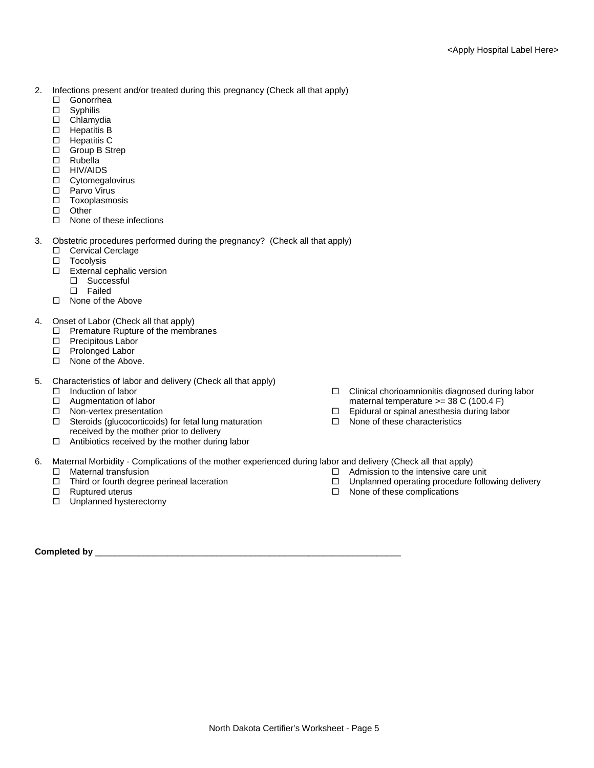<Apply Hospital Label Here>

2. Infections present and/or treated during this pregnancy (Check all that apply)
   - ☐ Gonorrhea
   - ☐ Syphilis
   - ☐ Chlamydia
   - ☐ Hepatitis B
   - ☐ Hepatitis C
   - ☐ Group B Strep
   - ☐ Rubella
   - ☐ HIV/AIDS
   - ☐ Cytomegalovirus
   - ☐ Parvo Virus
   - ☐ Toxoplasmosis
   - ☐ Other
   - ☐ None of these infections

3. Obstetric procedures performed during the pregnancy? (Check all that apply)
   - ☐ Cervical Cerclage
   - ☐ Tocolysis
   - ☐ External cephalic version
     - ☐ Successful
     - ☐ Failed
   - ☐ None of the Above

4. Onset of Labor (Check all that apply)
   - ☐ Premature Rupture of the membranes
   - ☐ Precipitous Labor
   - ☐ Prolonged Labor
   - ☐ None of the Above.

5. Characteristics of labor and delivery (Check all that apply)
   - ☐ Induction of labor
   - ☐ Augmentation of labor
   - ☐ Non-vertex presentation
   - ☐ Steroids (glucocorticoids) for fetal lung maturation received by the mother prior to delivery
   - ☐ Antibiotics received by the mother during labor
   - ☐ Clinical chorioamnionitis diagnosed during labor maternal temperature >= 38 C (100.4 F)
   - ☐ Epidural or spinal anesthesia during labor
   - ☐ None of these characteristics

6. Maternal Morbidity - Complications of the mother experienced during labor and delivery (Check all that apply)
   - ☐ Maternal transfusion
   - ☐ Third or fourth degree perineal laceration
   - ☐ Ruptured uterus
   - ☐ Unplanned hysterectomy
   - ☐ Admission to the intensive care unit
   - ☐ Unplanned operating procedure following delivery
   - ☐ None of these complications

**Completed by** ________________________________________________________________